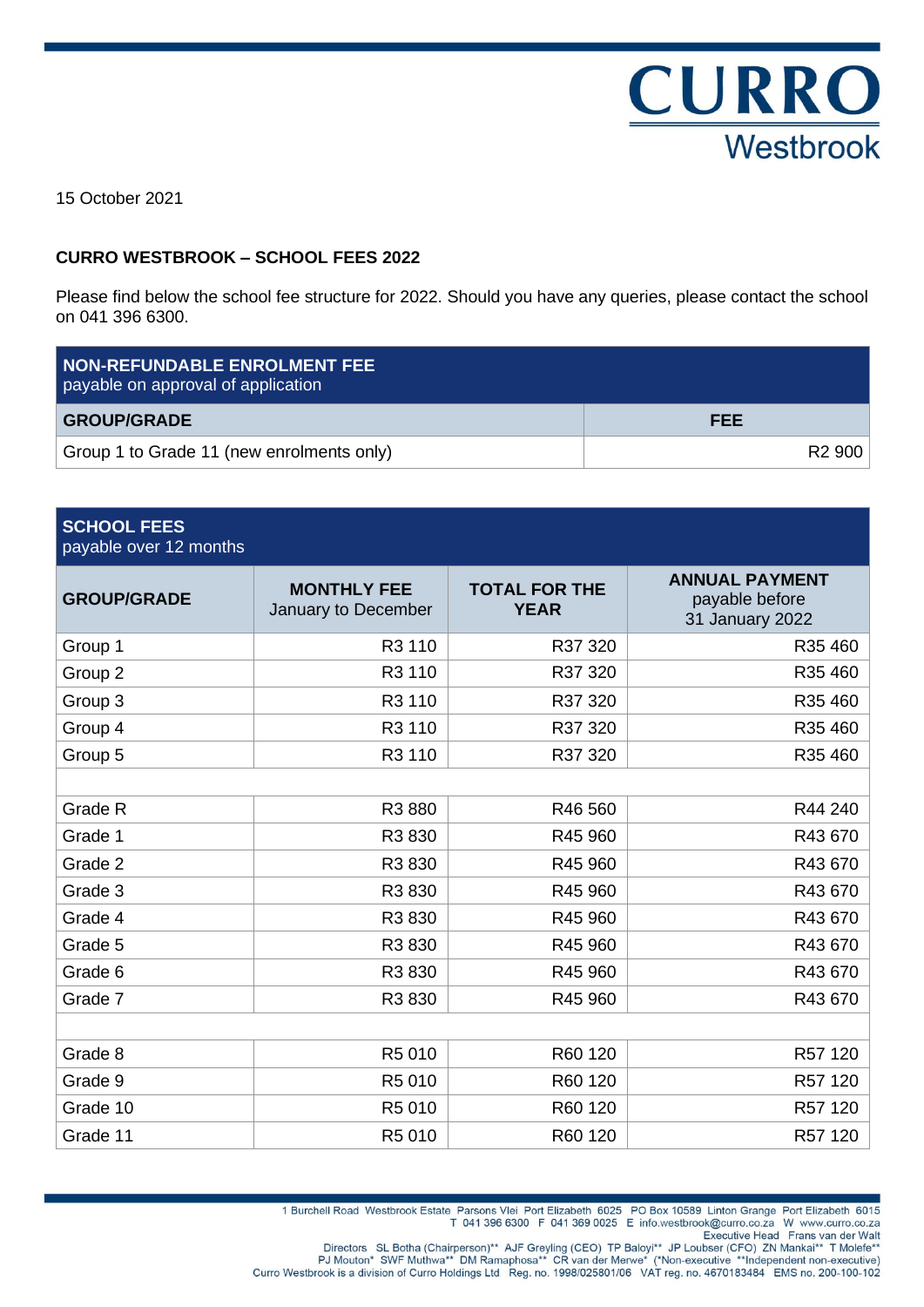15 October 2021

**CURRO WESTBROOK – SCHOOL FEES 2022**

Please find below the school fee structure for 2022. Should you have any queries, please contact the school on 041 396 6300.

| **NON-REFUNDABLE ENROLMENT FEE** payable on approval of application | |
|---|---|
| **GROUP/GRADE** | **FEE** |
| Group 1 to Grade 11 (new enrolments only) | R2 900 |

| **SCHOOL FEES** payable over 12 months | | | |
|---|---|---|---|
| **GROUP/GRADE** | **MONTHLY FEE** January to December | **TOTAL FOR THE YEAR** | **ANNUAL PAYMENT** payable before 31 January 2022 |
| Group 1 | R3 110 | R37 320 | R35 460 |
| Group 2 | R3 110 | R37 320 | R35 460 |
| Group 3 | R3 110 | R37 320 | R35 460 |
| Group 4 | R3 110 | R37 320 | R35 460 |
| Group 5 | R3 110 | R37 320 | R35 460 |
| | | | |
| Grade R | R3 880 | R46 560 | R44 240 |
| Grade 1 | R3 830 | R45 960 | R43 670 |
| Grade 2 | R3 830 | R45 960 | R43 670 |
| Grade 3 | R3 830 | R45 960 | R43 670 |
| Grade 4 | R3 830 | R45 960 | R43 670 |
| Grade 5 | R3 830 | R45 960 | R43 670 |
| Grade 6 | R3 830 | R45 960 | R43 670 |
| Grade 7 | R3 830 | R45 960 | R43 670 |
| | | | |
| Grade 8 | R5 010 | R60 120 | R57 120 |
| Grade 9 | R5 010 | R60 120 | R57 120 |
| Grade 10 | R5 010 | R60 120 | R57 120 |
| Grade 11 | R5 010 | R60 120 | R57 120 |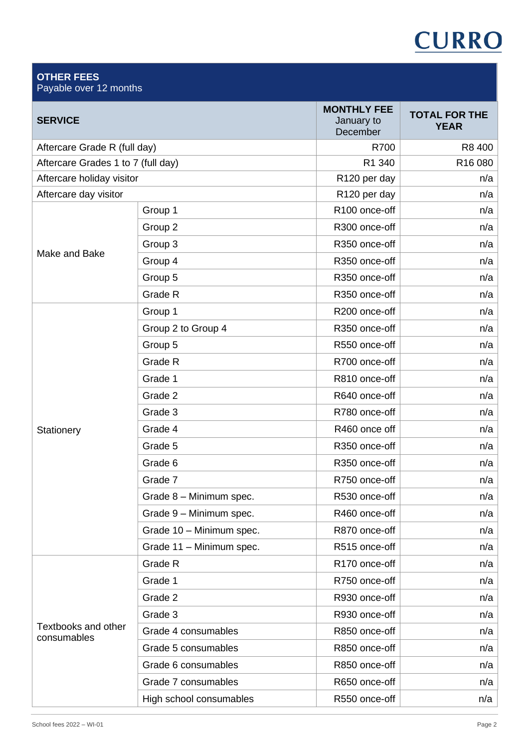## OTHER FEES

Payable over 12 months

| SERVICE | | MONTHLY FEE January to December | TOTAL FOR THE YEAR |
|---|---|---|---|
| Aftercare Grade R (full day) | | R700 | R8 400 |
| Aftercare Grades 1 to 7 (full day) | | R1 340 | R16 080 |
| Aftercare holiday visitor | | R120 per day | n/a |
| Aftercare day visitor | | R120 per day | n/a |
| Make and Bake | Group 1 | R100 once-off | n/a |
| | Group 2 | R300 once-off | n/a |
| | Group 3 | R350 once-off | n/a |
| | Group 4 | R350 once-off | n/a |
| | Group 5 | R350 once-off | n/a |
| | Grade R | R350 once-off | n/a |
| Stationery | Group 1 | R200 once-off | n/a |
| | Group 2 to Group 4 | R350 once-off | n/a |
| | Group 5 | R550 once-off | n/a |
| | Grade R | R700 once-off | n/a |
| | Grade 1 | R810 once-off | n/a |
| | Grade 2 | R640 once-off | n/a |
| | Grade 3 | R780 once-off | n/a |
| | Grade 4 | R460 once off | n/a |
| | Grade 5 | R350 once-off | n/a |
| | Grade 6 | R350 once-off | n/a |
| | Grade 7 | R750 once-off | n/a |
| | Grade 8 – Minimum spec. | R530 once-off | n/a |
| | Grade 9 – Minimum spec. | R460 once-off | n/a |
| | Grade 10 – Minimum spec. | R870 once-off | n/a |
| | Grade 11 – Minimum spec. | R515 once-off | n/a |
| Textbooks and other consumables | Grade R | R170 once-off | n/a |
| | Grade 1 | R750 once-off | n/a |
| | Grade 2 | R930 once-off | n/a |
| | Grade 3 | R930 once-off | n/a |
| | Grade 4 consumables | R850 once-off | n/a |
| | Grade 5 consumables | R850 once-off | n/a |
| | Grade 6 consumables | R850 once-off | n/a |
| | Grade 7 consumables | R650 once-off | n/a |
| | High school consumables | R550 once-off | n/a |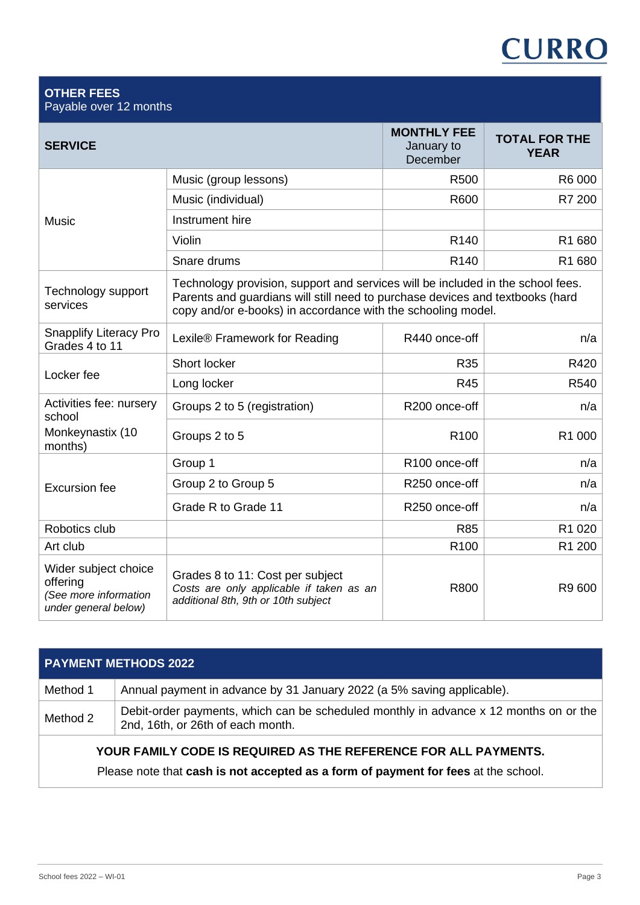CURRO

## OTHER FEES

Payable over 12 months

| SERVICE | | MONTHLY FEE January to December | TOTAL FOR THE YEAR |
|---|---|---|---|
| Music | Music (group lessons) | R500 | R6 000 |
| | Music (individual) | R600 | R7 200 |
| | Instrument hire | | |
| | Violin | R140 | R1 680 |
| | Snare drums | R140 | R1 680 |
| Technology support services | Technology provision, support and services will be included in the school fees. Parents and guardians will still need to purchase devices and textbooks (hard copy and/or e-books) in accordance with the schooling model. | | |
| Snapplify Literacy Pro Grades 4 to 11 | Lexile® Framework for Reading | R440 once-off | n/a |
| Locker fee | Short locker | R35 | R420 |
| | Long locker | R45 | R540 |
| Activities fee: nursery school | Groups 2 to 5 (registration) | R200 once-off | n/a |
| Monkeynastix (10 months) | Groups 2 to 5 | R100 | R1 000 |
| Excursion fee | Group 1 | R100 once-off | n/a |
| | Group 2 to Group 5 | R250 once-off | n/a |
| | Grade R to Grade 11 | R250 once-off | n/a |
| Robotics club | | R85 | R1 020 |
| Art club | | R100 | R1 200 |
| Wider subject choice offering *(See more information under general below)* | Grades 8 to 11: Cost per subject *Costs are only applicable if taken as an additional 8th, 9th or 10th subject* | R800 | R9 600 |

## PAYMENT METHODS 2022

| Method | Description |
|---|---|
| Method 1 | Annual payment in advance by 31 January 2022 (a 5% saving applicable). |
| Method 2 | Debit-order payments, which can be scheduled monthly in advance x 12 months on or the 2nd, 16th, or 26th of each month. |

**YOUR FAMILY CODE IS REQUIRED AS THE REFERENCE FOR ALL PAYMENTS.**

Please note that **cash is not accepted as a form of payment for fees** at the school.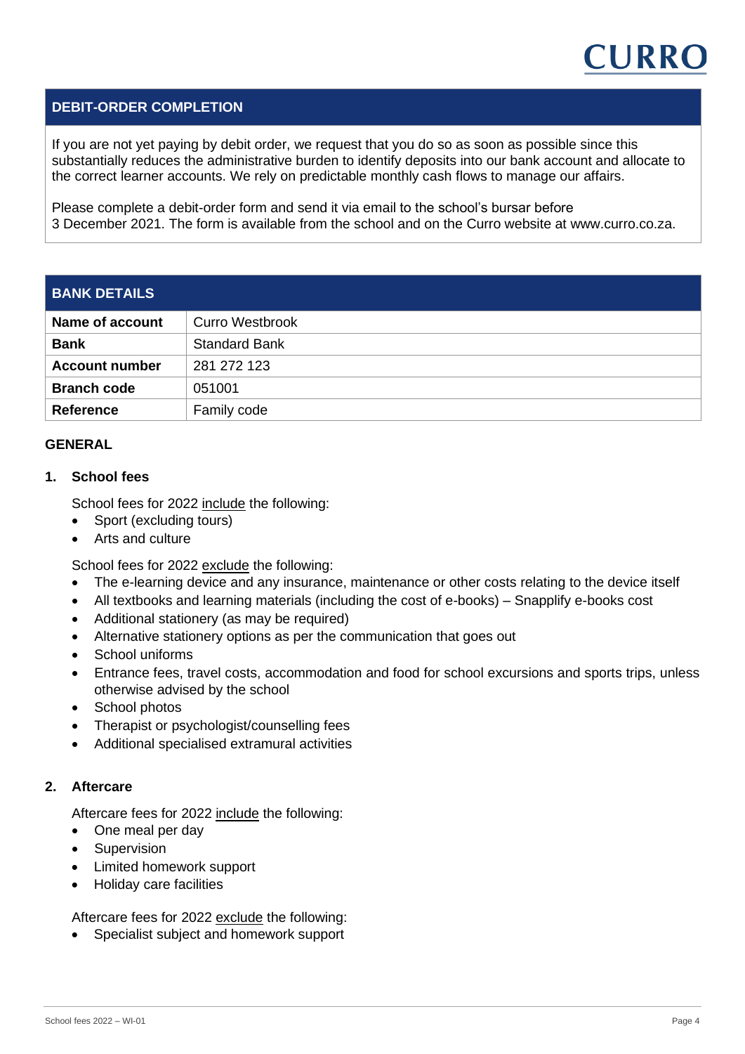## DEBIT-ORDER COMPLETION

If you are not yet paying by debit order, we request that you do so as soon as possible since this substantially reduces the administrative burden to identify deposits into our bank account and allocate to the correct learner accounts. We rely on predictable monthly cash flows to manage our affairs.

Please complete a debit-order form and send it via email to the school's bursar before 3 December 2021. The form is available from the school and on the Curro website at www.curro.co.za.

## BANK DETAILS

| | |
|---|---|
| **Name of account** | Curro Westbrook |
| **Bank** | Standard Bank |
| **Account number** | 281 272 123 |
| **Branch code** | 051001 |
| **Reference** | Family code |

## GENERAL

### 1. School fees

School fees for 2022 <u>include</u> the following:

- Sport (excluding tours)
- Arts and culture

School fees for 2022 <u>exclude</u> the following:

- The e-learning device and any insurance, maintenance or other costs relating to the device itself
- All textbooks and learning materials (including the cost of e-books) – Snapplify e-books cost
- Additional stationery (as may be required)
- Alternative stationery options as per the communication that goes out
- School uniforms
- Entrance fees, travel costs, accommodation and food for school excursions and sports trips, unless otherwise advised by the school
- School photos
- Therapist or psychologist/counselling fees
- Additional specialised extramural activities

### 2. Aftercare

Aftercare fees for 2022 <u>include</u> the following:

- One meal per day
- Supervision
- Limited homework support
- Holiday care facilities

Aftercare fees for 2022 <u>exclude</u> the following:

- Specialist subject and homework support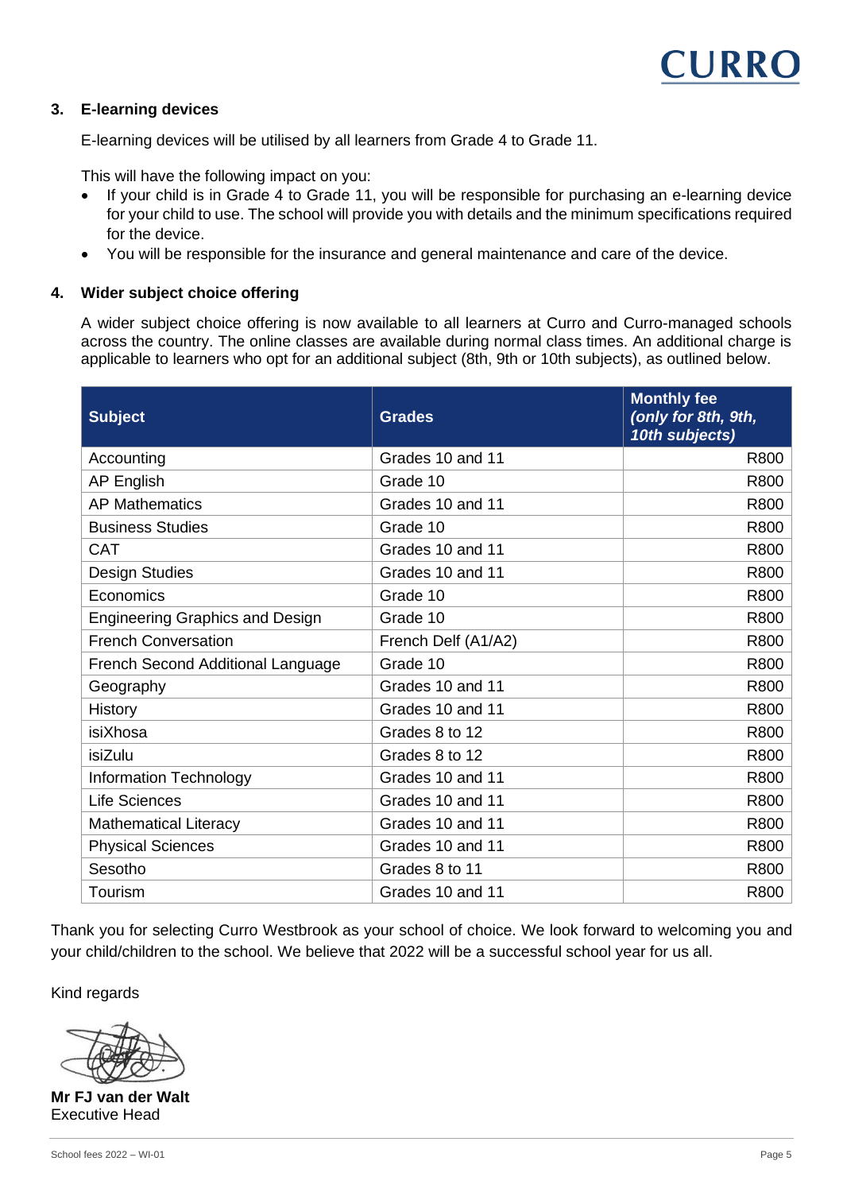## 3. E-learning devices

E-learning devices will be utilised by all learners from Grade 4 to Grade 11.

This will have the following impact on you:

- If your child is in Grade 4 to Grade 11, you will be responsible for purchasing an e-learning device for your child to use. The school will provide you with details and the minimum specifications required for the device.
- You will be responsible for the insurance and general maintenance and care of the device.

## 4. Wider subject choice offering

A wider subject choice offering is now available to all learners at Curro and Curro-managed schools across the country. The online classes are available during normal class times. An additional charge is applicable to learners who opt for an additional subject (8th, 9th or 10th subjects), as outlined below.

| Subject | Grades | Monthly fee *(only for 8th, 9th, 10th subjects)* |
|---|---|---|
| Accounting | Grades 10 and 11 | R800 |
| AP English | Grade 10 | R800 |
| AP Mathematics | Grades 10 and 11 | R800 |
| Business Studies | Grade 10 | R800 |
| CAT | Grades 10 and 11 | R800 |
| Design Studies | Grades 10 and 11 | R800 |
| Economics | Grade 10 | R800 |
| Engineering Graphics and Design | Grade 10 | R800 |
| French Conversation | French Delf (A1/A2) | R800 |
| French Second Additional Language | Grade 10 | R800 |
| Geography | Grades 10 and 11 | R800 |
| History | Grades 10 and 11 | R800 |
| isiXhosa | Grades 8 to 12 | R800 |
| isiZulu | Grades 8 to 12 | R800 |
| Information Technology | Grades 10 and 11 | R800 |
| Life Sciences | Grades 10 and 11 | R800 |
| Mathematical Literacy | Grades 10 and 11 | R800 |
| Physical Sciences | Grades 10 and 11 | R800 |
| Sesotho | Grades 8 to 11 | R800 |
| Tourism | Grades 10 and 11 | R800 |

Thank you for selecting Curro Westbrook as your school of choice. We look forward to welcoming you and your child/children to the school. We believe that 2022 will be a successful school year for us all.

Kind regards

**Mr FJ van der Walt**
Executive Head